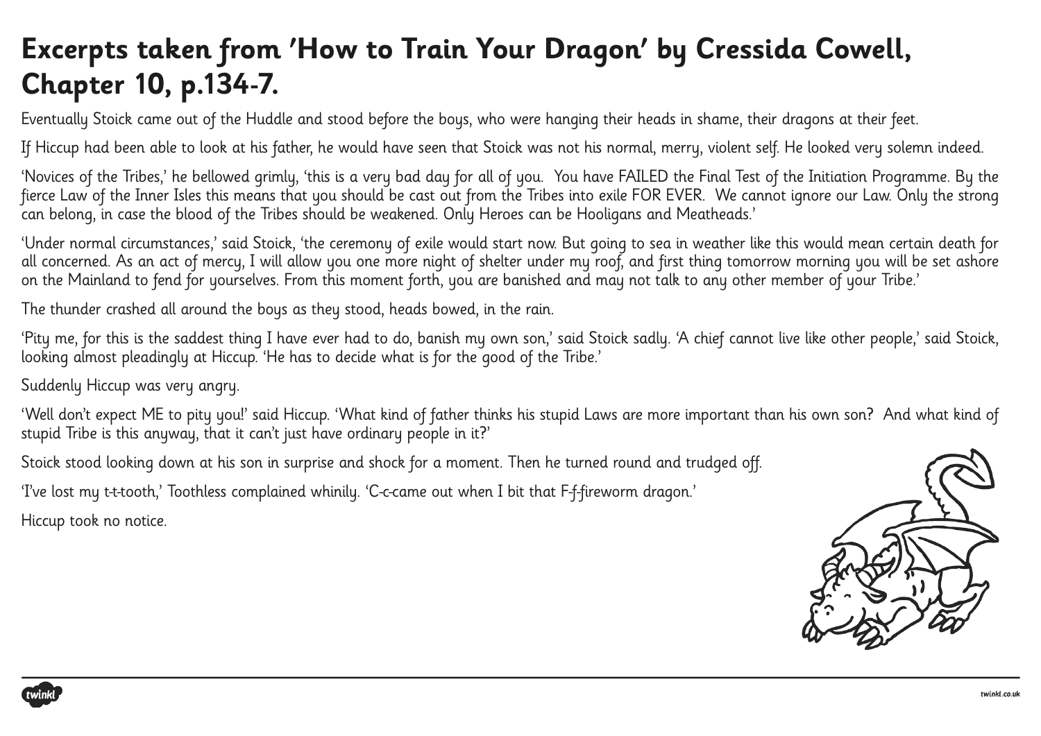# Excerpts taken from 'How to Train Your Dragon' by Cressida Cowell, Chapter 10, p.134-7.

Eventually Stoick came out of the Huddle and stood before the boys, who were hanging their heads in shame, their dragons at their feet.

If Hiccup had been able to look at his father, he would have seen that Stoick was not his normal, merry, violent self. He looked very solemn indeed.

'Novices of the Tribes,' he bellowed grimly, 'this is a very bad day for all of you. You have FAILED the Final Test of the Initiation Programme. By the fierce Law of the Inner Isles this means that you should be cast out from the Tribes into exile FOR EVER. We cannot ignore our Law. Only the strong can belong, in case the blood of the Tribes should be weakened. Only Heroes can be Hooligans and Meatheads.'

'Under normal circumstances,' said Stoick, 'the ceremony of exile would start now. But going to sea in weather like this would mean certain death for all concerned. As an act of mercy, I will allow you one more night of shelter under my roof, and first thing tomorrow morning you will be set ashore on the Mainland to fend for yourselves. From this moment forth, you are banished and may not talk to any other member of your Tribe.'

The thunder crashed all around the boys as they stood, heads bowed, in the rain.

'Pity me, for this is the saddest thing I have ever had to do, banish my own son,' said Stoick sadly. 'A chief cannot live like other people,' said Stoick, looking almost pleadingly at Hiccup. 'He has to decide what is for the good of the Tribe.'

Suddenly Hiccup was very angry.

'Well don't expect ME to pity you!' said Hiccup. 'What kind of father thinks his stupid Laws are more important than his own son? And what kind of stupid Tribe is this anyway, that it can't just have ordinary people in it?'

Stoick stood looking down at his son in surprise and shock for a moment. Then he turned round and trudged off.

'I've lost my t-t-tooth,' Toothless complained whinily. 'C-c-came out when I bit that F-f-fireworm dragon.'

Hiccup took no notice.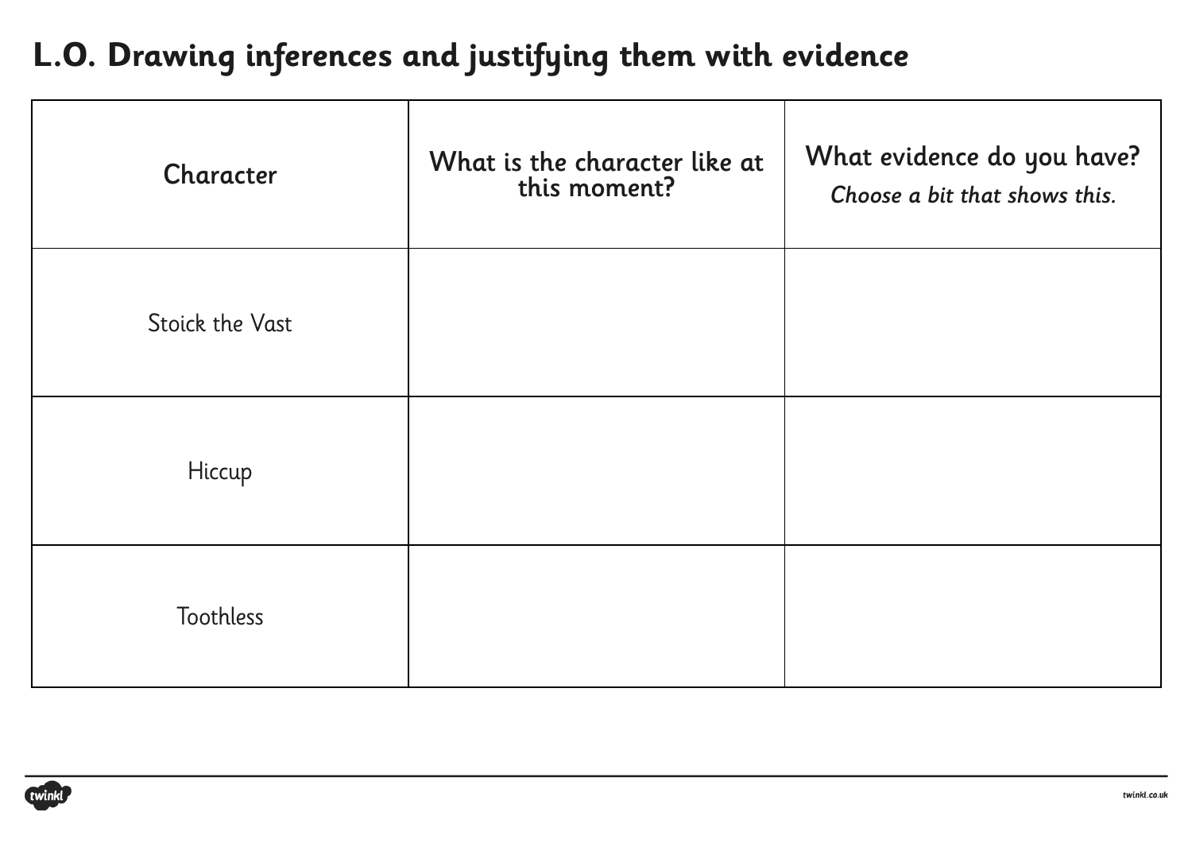# L.O. Drawing inferences and justifying them with evidence

| Character | What is the character like at this moment? | What evidence do you have? *Choose a bit that shows this.* |
| --- | --- | --- |
| Stoick the Vast | | |
| Hiccup | | |
| Toothless | | |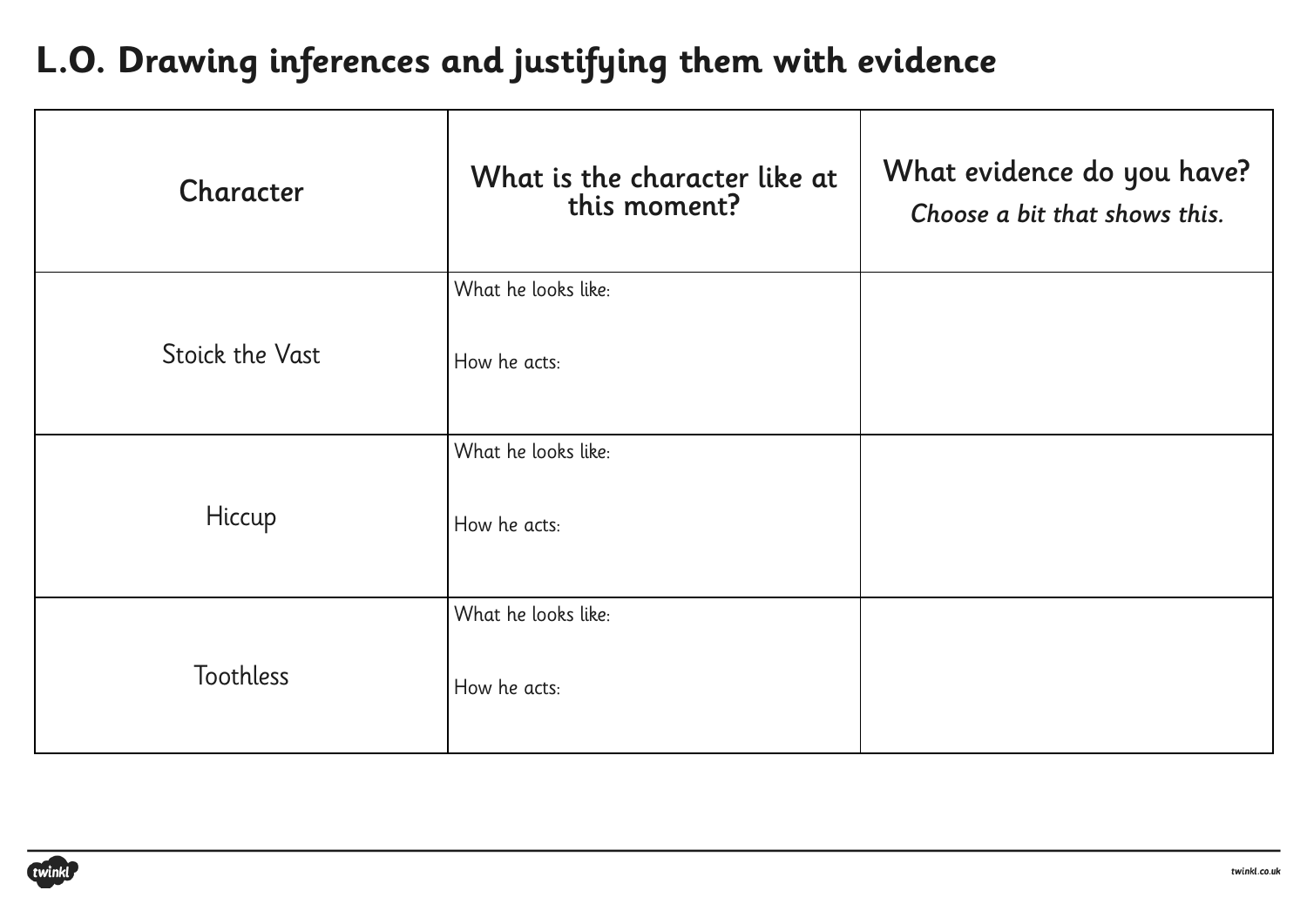# L.O. Drawing inferences and justifying them with evidence

| Character | What is the character like at this moment? | What evidence do you have? *Choose a bit that shows this.* |
|---|---|---|
| Stoick the Vast | What he looks like:<br><br>How he acts: | |
| Hiccup | What he looks like:<br><br>How he acts: | |
| Toothless | What he looks like:<br><br>How he acts: | |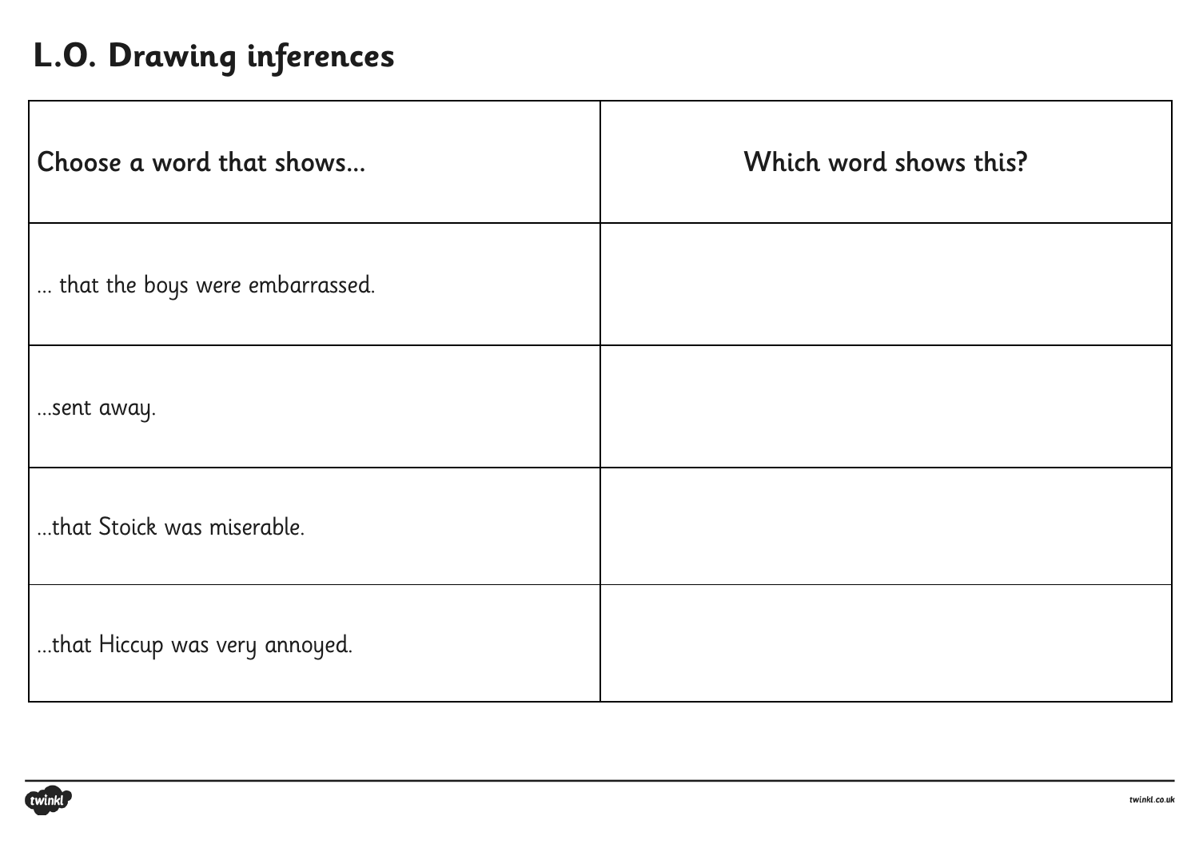# L.O. Drawing inferences

| Choose a word that shows... | Which word shows this? |
|---|---|
| ... that the boys were embarrassed. | |
| ...sent away. | |
| ...that Stoick was miserable. | |
| ...that Hiccup was very annoyed. | |